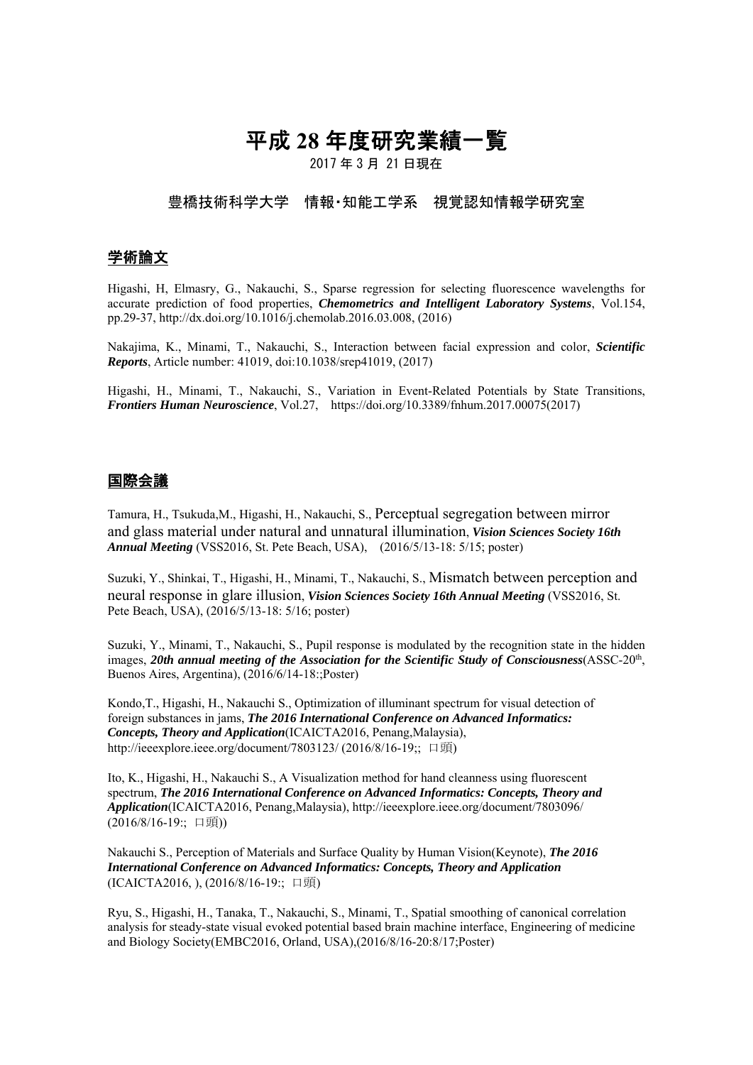# 平成 28 年度研究業績一覧

2017 年 3 月 21 日現在

豊橋技術科学大学　情報･知能工学系　視覚認知情報学研究室

## 学術論文

Higashi, H, Elmasry, G., Nakauchi, S., Sparse regression for selecting fluorescence wavelengths for accurate prediction of food properties, ***Chemometrics and Intelligent Laboratory Systems***, Vol.154, pp.29-37, http://dx.doi.org/10.1016/j.chemolab.2016.03.008, (2016)

Nakajima, K., Minami, T., Nakauchi, S., Interaction between facial expression and color, ***Scientific Reports***, Article number: 41019, doi:10.1038/srep41019, (2017)

Higashi, H., Minami, T., Nakauchi, S., Variation in Event-Related Potentials by State Transitions, ***Frontiers Human Neuroscience***, Vol.27,　https://doi.org/10.3389/fnhum.2017.00075(2017)

## 国際会議

Tamura, H., Tsukuda,M., Higashi, H., Nakauchi, S., Perceptual segregation between mirror and glass material under natural and unnatural illumination, ***Vision Sciences Society 16th Annual Meeting*** (VSS2016, St. Pete Beach, USA),　(2016/5/13-18: 5/15; poster)

Suzuki, Y., Shinkai, T., Higashi, H., Minami, T., Nakauchi, S., Mismatch between perception and neural response in glare illusion, ***Vision Sciences Society 16th Annual Meeting*** (VSS2016, St. Pete Beach, USA), (2016/5/13-18: 5/16; poster)

Suzuki, Y., Minami, T., Nakauchi, S., Pupil response is modulated by the recognition state in the hidden images, ***20th annual meeting of the Association for the Scientific Study of Consciousness***(ASSC-20th, Buenos Aires, Argentina), (2016/6/14-18:;Poster)

Kondo,T., Higashi, H., Nakauchi S., Optimization of illuminant spectrum for visual detection of foreign substances in jams, ***The 2016 International Conference on Advanced Informatics: Concepts, Theory and Application***(ICAICTA2016, Penang,Malaysia), http://ieeexplore.ieee.org/document/7803123/ (2016/8/16-19;; 口頭)

Ito, K., Higashi, H., Nakauchi S., A Visualization method for hand cleanness using fluorescent spectrum, ***The 2016 International Conference on Advanced Informatics: Concepts, Theory and Application***(ICAICTA2016, Penang,Malaysia), http://ieeexplore.ieee.org/document/7803096/ (2016/8/16-19:; 口頭))

Nakauchi S., Perception of Materials and Surface Quality by Human Vision(Keynote), ***The 2016 International Conference on Advanced Informatics: Concepts, Theory and Application*** (ICAICTA2016, ), (2016/8/16-19:; 口頭)

Ryu, S., Higashi, H., Tanaka, T., Nakauchi, S., Minami, T., Spatial smoothing of canonical correlation analysis for steady-state visual evoked potential based brain machine interface, Engineering of medicine and Biology Society(EMBC2016, Orland, USA),(2016/8/16-20:8/17;Poster)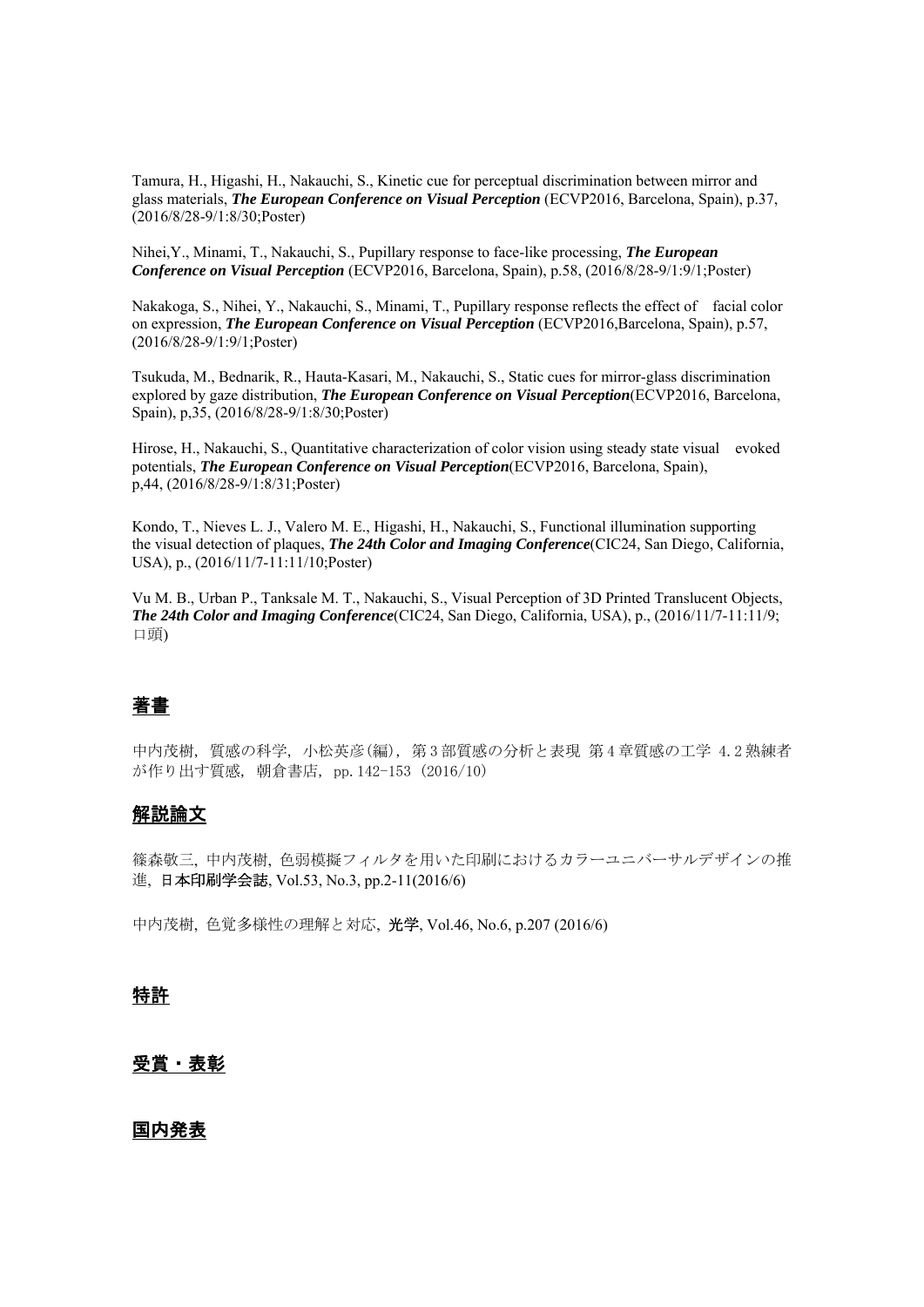Tamura, H., Higashi, H., Nakauchi, S., Kinetic cue for perceptual discrimination between mirror and glass materials, ***The European Conference on Visual Perception*** (ECVP2016, Barcelona, Spain), p.37, (2016/8/28-9/1:8/30;Poster)

Nihei,Y., Minami, T., Nakauchi, S., Pupillary response to face-like processing, ***The European Conference on Visual Perception*** (ECVP2016, Barcelona, Spain), p.58, (2016/8/28-9/1:9/1;Poster)

Nakakoga, S., Nihei, Y., Nakauchi, S., Minami, T., Pupillary response reflects the effect of facial color on expression, ***The European Conference on Visual Perception*** (ECVP2016,Barcelona, Spain), p.57, (2016/8/28-9/1:9/1;Poster)

Tsukuda, M., Bednarik, R., Hauta-Kasari, M., Nakauchi, S., Static cues for mirror-glass discrimination explored by gaze distribution, ***The European Conference on Visual Perception***(ECVP2016, Barcelona, Spain), p,35, (2016/8/28-9/1:8/30;Poster)

Hirose, H., Nakauchi, S., Quantitative characterization of color vision using steady state visual evoked potentials, ***The European Conference on Visual Perception***(ECVP2016, Barcelona, Spain), p,44, (2016/8/28-9/1:8/31;Poster)

Kondo, T., Nieves L. J., Valero M. E., Higashi, H., Nakauchi, S., Functional illumination supporting the visual detection of plaques, ***The 24th Color and Imaging Conference***(CIC24, San Diego, California, USA), p., (2016/11/7-11:11/10;Poster)

Vu M. B., Urban P., Tanksale M. T., Nakauchi, S., Visual Perception of 3D Printed Translucent Objects, ***The 24th Color and Imaging Conference***(CIC24, San Diego, California, USA), p., (2016/11/7-11:11/9; 口頭)

## 著書

中内茂樹, 質感の科学, 小松英彦(編), 第3部質感の分析と表現 第4章質感の工学 4.2熟練者が作り出す質感, 朝倉書店, pp.142-153 (2016/10)

## 解説論文

篠森敬三, 中内茂樹, 色弱模擬フィルタを用いた印刷におけるカラーユニバーサルデザインの推進, **日本印刷学会誌**, Vol.53, No.3, pp.2-11(2016/6)

中内茂樹, 色覚多様性の理解と対応, **光学**, Vol.46, No.6, p.207 (2016/6)

## 特許

## 受賞・表彰

## 国内発表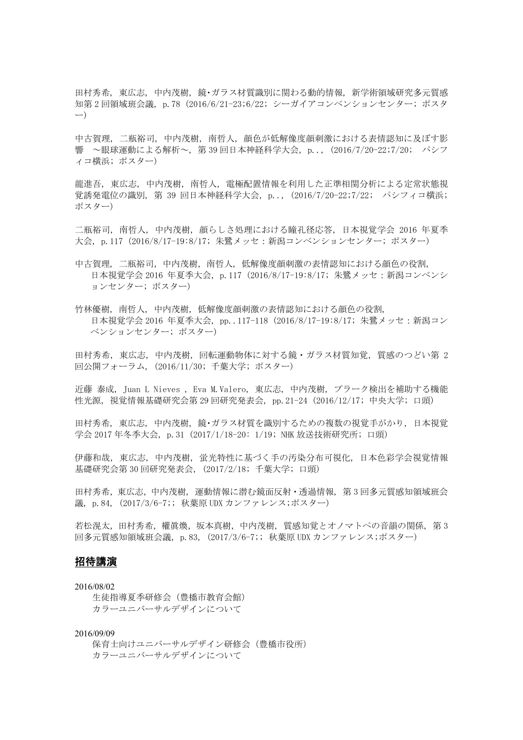田村秀希，東広志，中内茂樹，鏡･ガラス材質識別に関わる動的情報，新学術領域研究多元質感知第 2 回領域班会議，p.78（2016/6/21-23;6/22；シーガイアコンベンションセンター；ポスター）

中古賀理，二瓶裕司，中内茂樹，南哲人，顔色が低解像度顔刺激における表情認知に及ぼす影響　～眼球運動による解析～，第 39 回日本神経科学大会，p..，(2016/7/20-22;7/20；　パシフィコ横浜；ポスター)

龍進吾，東広志，中内茂樹，南哲人，電極配置情報を利用した正準相関分析による定常状態視覚誘発電位の識別，第 39 回日本神経科学大会，p..，(2016/7/20-22;7/22；　パシフィコ横浜；ポスター)

二瓶裕司，南哲人，中内茂樹，顔らしさ処理における瞳孔径応答，日本視覚学会 2016 年夏季大会，p.117（2016/8/17-19:8/17；朱鷺メッセ：新潟コンベンションセンター；ポスター）

中古賀理，二瓶裕司，中内茂樹，南哲人，低解像度顔刺激の表情認知における顔色の役割，
　日本視覚学会 2016 年夏季大会，p.117（2016/8/17-19:8/17；朱鷺メッセ：新潟コンベンションセンター；ポスター）

竹林優樹，南哲人，中内茂樹，低解像度顔刺激の表情認知における顔色の役割，
　日本視覚学会 2016 年夏季大会，pp..117-118（2016/8/17-19:8/17；朱鷺メッセ：新潟コンベンションセンター；ポスター）

田村秀希，東広志，中内茂樹，回転運動物体に対する鏡・ガラス材質知覚，質感のつどい第 2 回公開フォーラム，(2016/11/30；千葉大学；ポスター)

近藤 泰成，Juan L Nieves ，Eva M.Valero，東広志，中内茂樹，プラーク検出を補助する機能性光源，視覚情報基礎研究会第 29 回研究発表会，pp.21-24（2016/12/17；中央大学；口頭）

田村秀希，東広志，中内茂樹，鏡･ガラス材質を識別するための複数の視覚手がかり，日本視覚学会 2017 年冬季大会，p.31（2017/1/18-20: 1/19；NHK 放送技術研究所；口頭）

伊藤和哉，東広志，中内茂樹，蛍光特性に基づく手の汚染分布可視化，日本色彩学会視覚情報基礎研究会第 30 回研究発表会，(2017/2/18；千葉大学；口頭)

田村秀希，東広志，中内茂樹，運動情報に潜む鏡面反射・透過情報，第 3 回多元質感知領域班会議，p.84，(2017/3/6-7;；秋葉原 UDX カンファレンス;ポスター)

若松滉太，田村秀希，權眞煥，坂本真樹，中内茂樹，質感知覚とオノマトペの音韻の関係，第 3 回多元質感知領域班会議，p.83，(2017/3/6-7;；秋葉原 UDX カンファレンス;ポスター)

## 招待講演

2016/08/02
　生徒指導夏季研修会（豊橋市教育会館）
　カラーユニバーサルデザインについて

2016/09/09
　保育士向けユニバーサルデザイン研修会（豊橋市役所）
　カラーユニバーサルデザインについて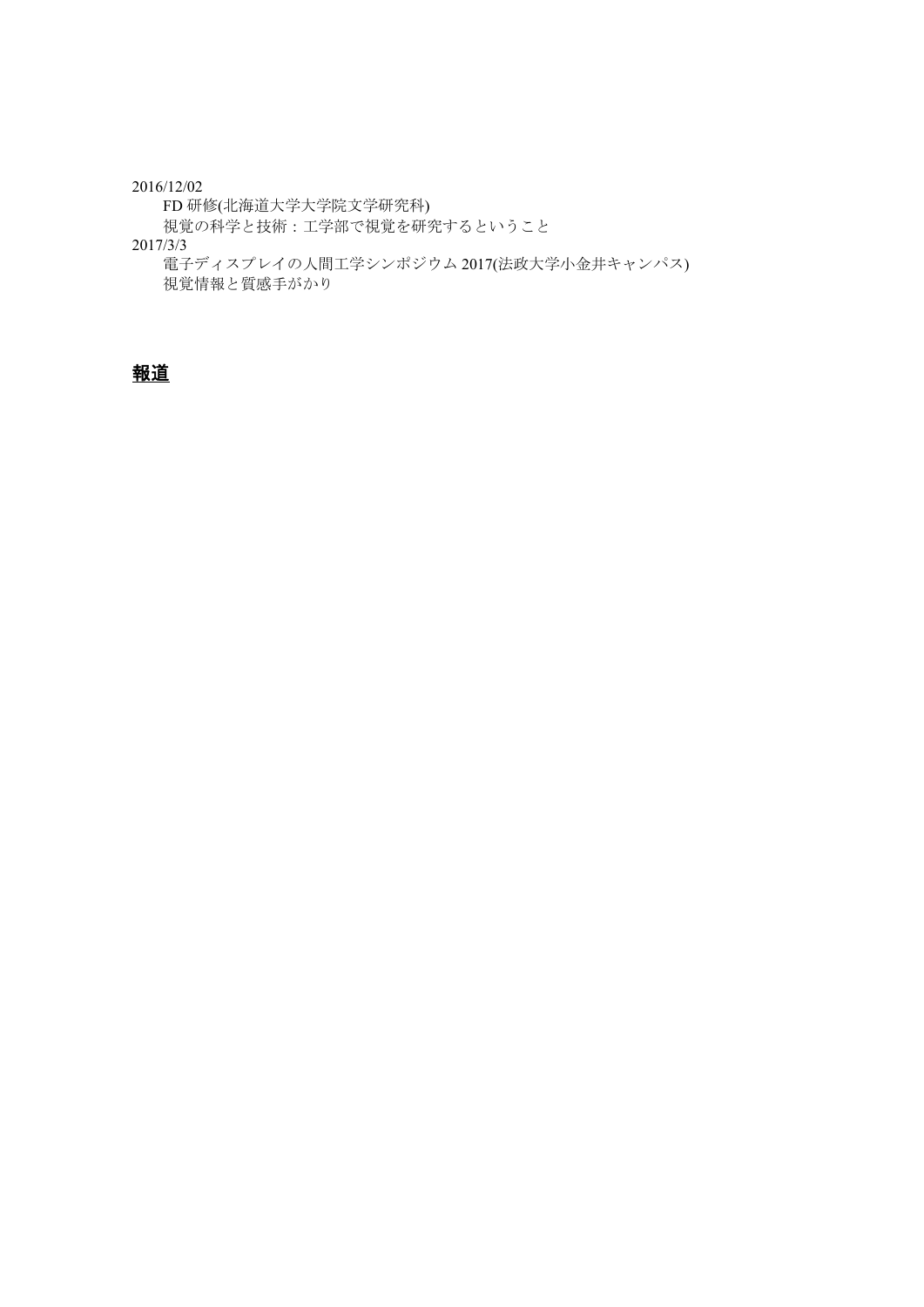2016/12/02

FD 研修(北海道大学大学院文学研究科)

視覚の科学と技術：工学部で視覚を研究するということ

2017/3/3

電子ディスプレイの人間工学シンポジウム 2017(法政大学小金井キャンパス)

視覚情報と質感手がかり

## 報道